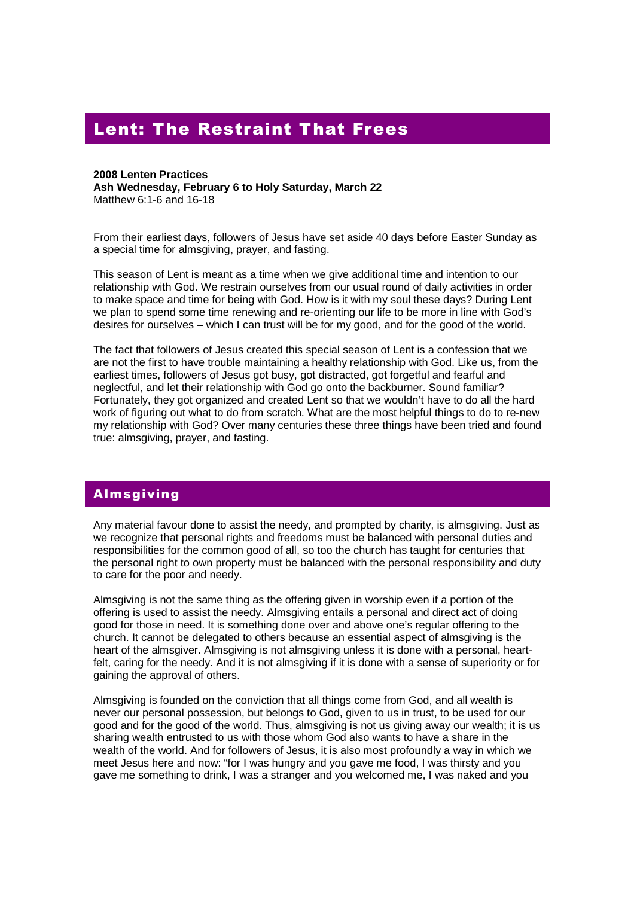# Lent: The Restraint That Frees

**2008 Lenten Practices**
**Ash Wednesday, February 6 to Holy Saturday, March 22**
Matthew 6:1-6 and 16-18

From their earliest days, followers of Jesus have set aside 40 days before Easter Sunday as a special time for almsgiving, prayer, and fasting.

This season of Lent is meant as a time when we give additional time and intention to our relationship with God. We restrain ourselves from our usual round of daily activities in order to make space and time for being with God. How is it with my soul these days? During Lent we plan to spend some time renewing and re-orienting our life to be more in line with God's desires for ourselves – which I can trust will be for my good, and for the good of the world.

The fact that followers of Jesus created this special season of Lent is a confession that we are not the first to have trouble maintaining a healthy relationship with God. Like us, from the earliest times, followers of Jesus got busy, got distracted, got forgetful and fearful and neglectful, and let their relationship with God go onto the backburner. Sound familiar? Fortunately, they got organized and created Lent so that we wouldn't have to do all the hard work of figuring out what to do from scratch. What are the most helpful things to do to re-new my relationship with God? Over many centuries these three things have been tried and found true: almsgiving, prayer, and fasting.

## Almsgiving

Any material favour done to assist the needy, and prompted by charity, is almsgiving. Just as we recognize that personal rights and freedoms must be balanced with personal duties and responsibilities for the common good of all, so too the church has taught for centuries that the personal right to own property must be balanced with the personal responsibility and duty to care for the poor and needy.

Almsgiving is not the same thing as the offering given in worship even if a portion of the offering is used to assist the needy. Almsgiving entails a personal and direct act of doing good for those in need. It is something done over and above one's regular offering to the church. It cannot be delegated to others because an essential aspect of almsgiving is the heart of the almsgiver. Almsgiving is not almsgiving unless it is done with a personal, heart-felt, caring for the needy. And it is not almsgiving if it is done with a sense of superiority or for gaining the approval of others.

Almsgiving is founded on the conviction that all things come from God, and all wealth is never our personal possession, but belongs to God, given to us in trust, to be used for our good and for the good of the world. Thus, almsgiving is not us giving away our wealth; it is us sharing wealth entrusted to us with those whom God also wants to have a share in the wealth of the world. And for followers of Jesus, it is also most profoundly a way in which we meet Jesus here and now: "for I was hungry and you gave me food, I was thirsty and you gave me something to drink, I was a stranger and you welcomed me, I was naked and you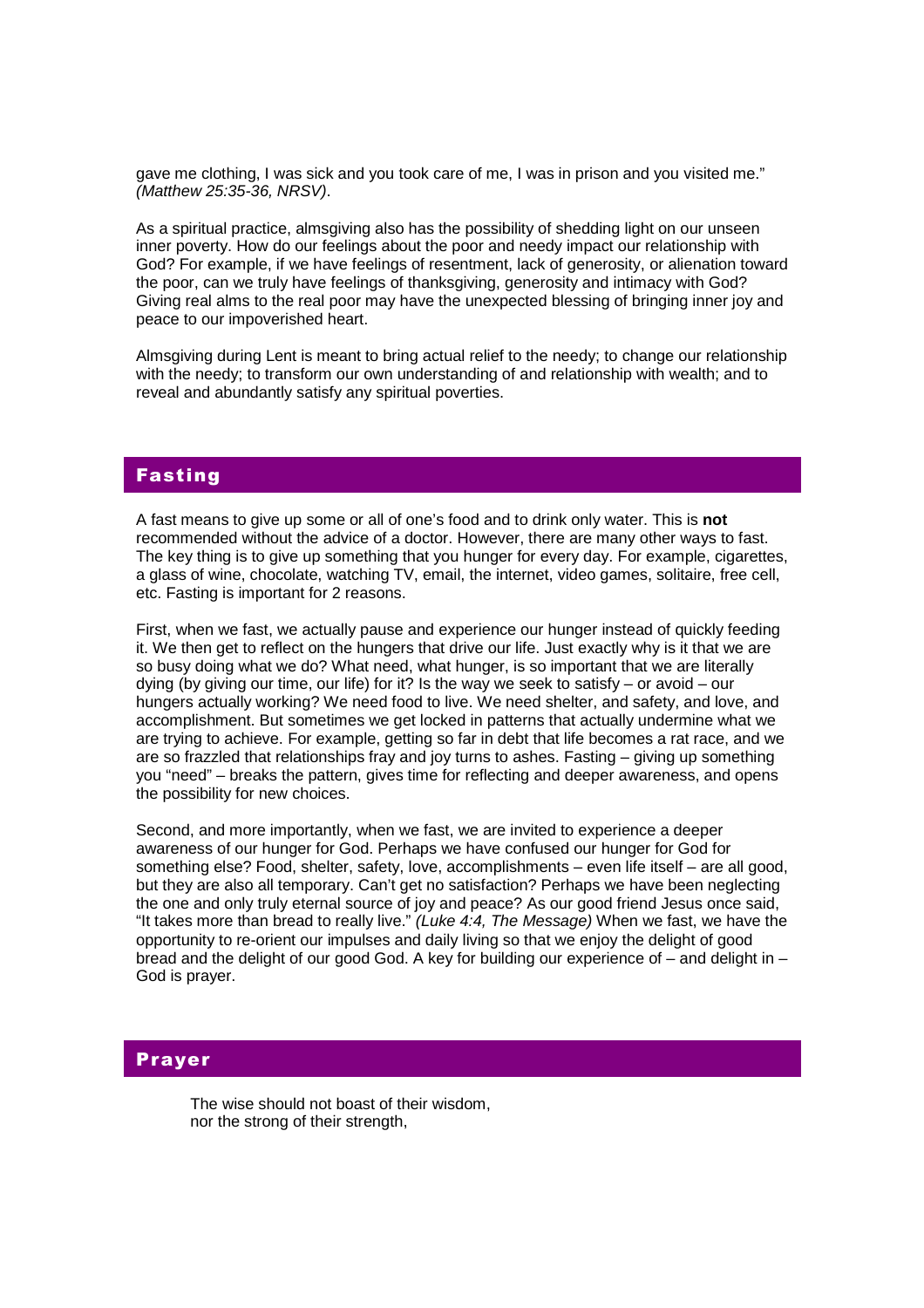gave me clothing, I was sick and you took care of me, I was in prison and you visited me." *(Matthew 25:35-36, NRSV)*.

As a spiritual practice, almsgiving also has the possibility of shedding light on our unseen inner poverty. How do our feelings about the poor and needy impact our relationship with God? For example, if we have feelings of resentment, lack of generosity, or alienation toward the poor, can we truly have feelings of thanksgiving, generosity and intimacy with God? Giving real alms to the real poor may have the unexpected blessing of bringing inner joy and peace to our impoverished heart.

Almsgiving during Lent is meant to bring actual relief to the needy; to change our relationship with the needy; to transform our own understanding of and relationship with wealth; and to reveal and abundantly satisfy any spiritual poverties.

## Fasting

A fast means to give up some or all of one's food and to drink only water. This is **not** recommended without the advice of a doctor. However, there are many other ways to fast. The key thing is to give up something that you hunger for every day. For example, cigarettes, a glass of wine, chocolate, watching TV, email, the internet, video games, solitaire, free cell, etc. Fasting is important for 2 reasons.

First, when we fast, we actually pause and experience our hunger instead of quickly feeding it. We then get to reflect on the hungers that drive our life. Just exactly why is it that we are so busy doing what we do? What need, what hunger, is so important that we are literally dying (by giving our time, our life) for it? Is the way we seek to satisfy – or avoid – our hungers actually working? We need food to live. We need shelter, and safety, and love, and accomplishment. But sometimes we get locked in patterns that actually undermine what we are trying to achieve. For example, getting so far in debt that life becomes a rat race, and we are so frazzled that relationships fray and joy turns to ashes. Fasting – giving up something you "need" – breaks the pattern, gives time for reflecting and deeper awareness, and opens the possibility for new choices.

Second, and more importantly, when we fast, we are invited to experience a deeper awareness of our hunger for God. Perhaps we have confused our hunger for God for something else? Food, shelter, safety, love, accomplishments – even life itself – are all good, but they are also all temporary. Can't get no satisfaction? Perhaps we have been neglecting the one and only truly eternal source of joy and peace? As our good friend Jesus once said, "It takes more than bread to really live." *(Luke 4:4, The Message)* When we fast, we have the opportunity to re-orient our impulses and daily living so that we enjoy the delight of good bread and the delight of our good God. A key for building our experience of – and delight in – God is prayer.

## Prayer

> The wise should not boast of their wisdom,
> nor the strong of their strength,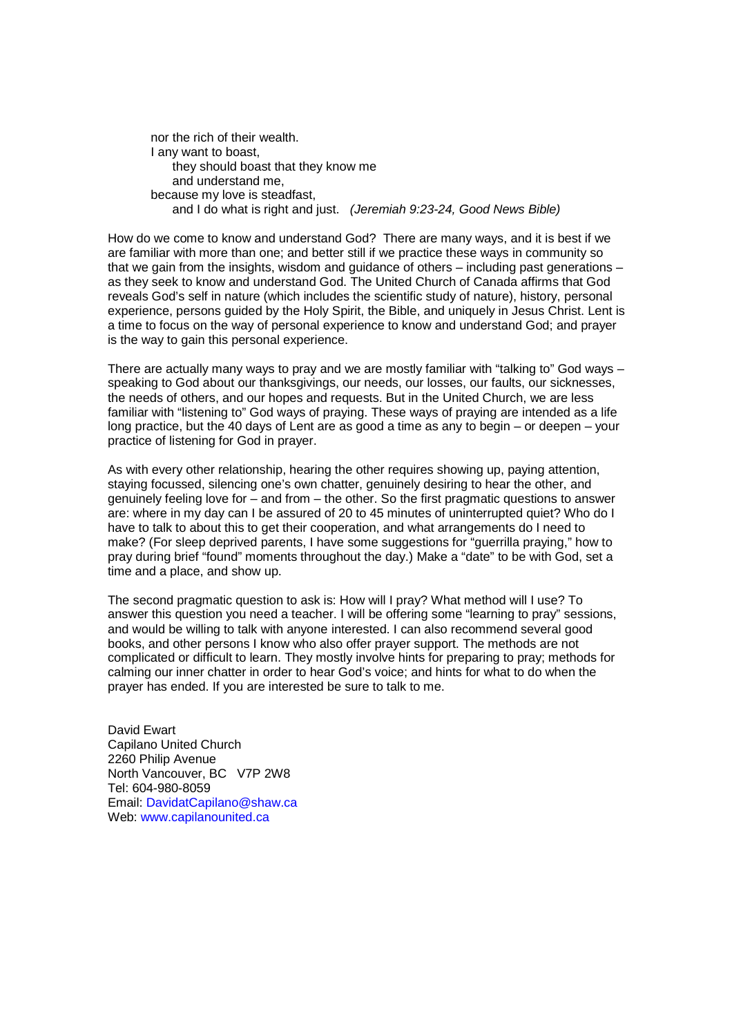nor the rich of their wealth.  
I any want to boast,  
  they should boast that they know me  
  and understand me,  
because my love is steadfast,  
  and I do what is right and just. *(Jeremiah 9:23-24, Good News Bible)*

How do we come to know and understand God? There are many ways, and it is best if we are familiar with more than one; and better still if we practice these ways in community so that we gain from the insights, wisdom and guidance of others – including past generations – as they seek to know and understand God. The United Church of Canada affirms that God reveals God's self in nature (which includes the scientific study of nature), history, personal experience, persons guided by the Holy Spirit, the Bible, and uniquely in Jesus Christ. Lent is a time to focus on the way of personal experience to know and understand God; and prayer is the way to gain this personal experience.

There are actually many ways to pray and we are mostly familiar with "talking to" God ways – speaking to God about our thanksgivings, our needs, our losses, our faults, our sicknesses, the needs of others, and our hopes and requests. But in the United Church, we are less familiar with "listening to" God ways of praying. These ways of praying are intended as a life long practice, but the 40 days of Lent are as good a time as any to begin – or deepen – your practice of listening for God in prayer.

As with every other relationship, hearing the other requires showing up, paying attention, staying focussed, silencing one's own chatter, genuinely desiring to hear the other, and genuinely feeling love for – and from – the other. So the first pragmatic questions to answer are: where in my day can I be assured of 20 to 45 minutes of uninterrupted quiet? Who do I have to talk to about this to get their cooperation, and what arrangements do I need to make? (For sleep deprived parents, I have some suggestions for "guerrilla praying," how to pray during brief "found" moments throughout the day.) Make a "date" to be with God, set a time and a place, and show up.

The second pragmatic question to ask is: How will I pray? What method will I use? To answer this question you need a teacher. I will be offering some "learning to pray" sessions, and would be willing to talk with anyone interested. I can also recommend several good books, and other persons I know who also offer prayer support. The methods are not complicated or difficult to learn. They mostly involve hints for preparing to pray; methods for calming our inner chatter in order to hear God's voice; and hints for what to do when the prayer has ended. If you are interested be sure to talk to me.

David Ewart  
Capilano United Church  
2260 Philip Avenue  
North Vancouver, BC V7P 2W8  
Tel: 604-980-8059  
Email: DavidatCapilano@shaw.ca  
Web: www.capilanounited.ca